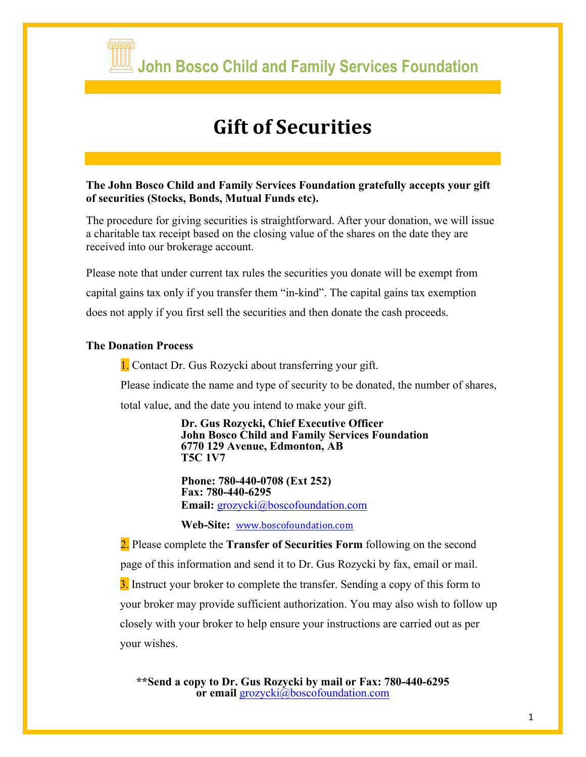# John Bosco Child and Family Services Foundation

# Gift of Securities

**The John Bosco Child and Family Services Foundation gratefully accepts your gift of securities (Stocks, Bonds, Mutual Funds etc).**

The procedure for giving securities is straightforward. After your donation, we will issue a charitable tax receipt based on the closing value of the shares on the date they are received into our brokerage account.

Please note that under current tax rules the securities you donate will be exempt from capital gains tax only if you transfer them "in-kind". The capital gains tax exemption does not apply if you first sell the securities and then donate the cash proceeds.

**The Donation Process**

1. Contact Dr. Gus Rozycki about transferring your gift.
   Please indicate the name and type of security to be donated, the number of shares, total value, and the date you intend to make your gift.

   **Dr. Gus Rozycki, Chief Executive Officer**
   **John Bosco Child and Family Services Foundation**
   **6770 129 Avenue, Edmonton, AB**
   **T5C 1V7**

   **Phone: 780-440-0708 (Ext 252)**
   **Fax: 780-440-6295**
   **Email:** grozycki@boscofoundation.com

   **Web-Site:** www.boscofoundation.com

2. Please complete the **Transfer of Securities Form** following on the second page of this information and send it to Dr. Gus Rozycki by fax, email or mail.
3. Instruct your broker to complete the transfer. Sending a copy of this form to your broker may provide sufficient authorization. You may also wish to follow up closely with your broker to help ensure your instructions are carried out as per your wishes.

**\*\*Send a copy to Dr. Gus Rozycki by mail or Fax: 780-440-6295 or email** grozycki@boscofoundation.com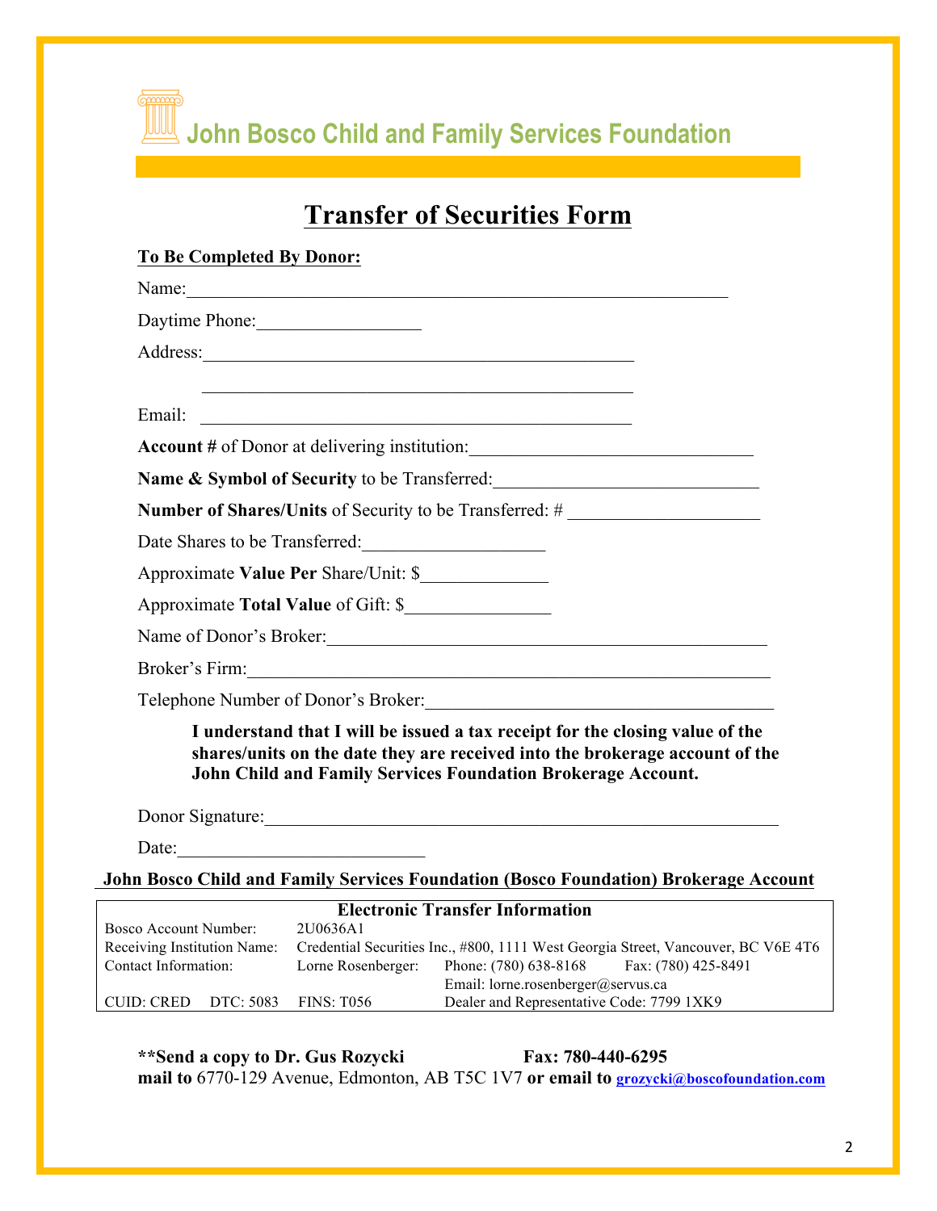# John Bosco Child and Family Services Foundation

## Transfer of Securities Form

**To Be Completed By Donor:**

Name:_____________________________________________________________

Daytime Phone:_________________

Address:_________________________________________________

_________________________________________________

Email: _________________________________________________

**Account #** of Donor at delivering institution:______________________________

**Name & Symbol of Security** to be Transferred:____________________________

**Number of Shares/Units** of Security to be Transferred: # ____________________

Date Shares to be Transferred:___________________

Approximate **Value Per** Share/Unit: $_____________

Approximate **Total Value** of Gift: $_______________

Name of Donor's Broker:_________________________________________________

Broker's Firm:__________________________________________________________

Telephone Number of Donor's Broker:_____________________________________

**I understand that I will be issued a tax receipt for the closing value of the shares/units on the date they are received into the brokerage account of the John Child and Family Services Foundation Brokerage Account.**

Donor Signature:_________________________________________________________

Date:__________________________

**John Bosco Child and Family Services Foundation (Bosco Foundation) Brokerage Account**

**Electronic Transfer Information**

| | | | |
|---|---|---|---|
| Bosco Account Number: | 2U0636A1 | | |
| Receiving Institution Name: | Credential Securities Inc., #800, 1111 West Georgia Street, Vancouver, BC V6E 4T6 | | |
| Contact Information: | Lorne Rosenberger: | Phone: (780) 638-8168 | Fax: (780) 425-8491 |
| | | Email: lorne.rosenberger@servus.ca | |
| CUID: CRED DTC: 5083 | FINS: T056 | Dealer and Representative Code: 7799 1XK9 | |

**\*\*Send a copy to Dr. Gus Rozycki** **Fax: 780-440-6295**
**mail to** 6770-129 Avenue, Edmonton, AB T5C 1V7 **or email to** grozycki@boscofoundation.com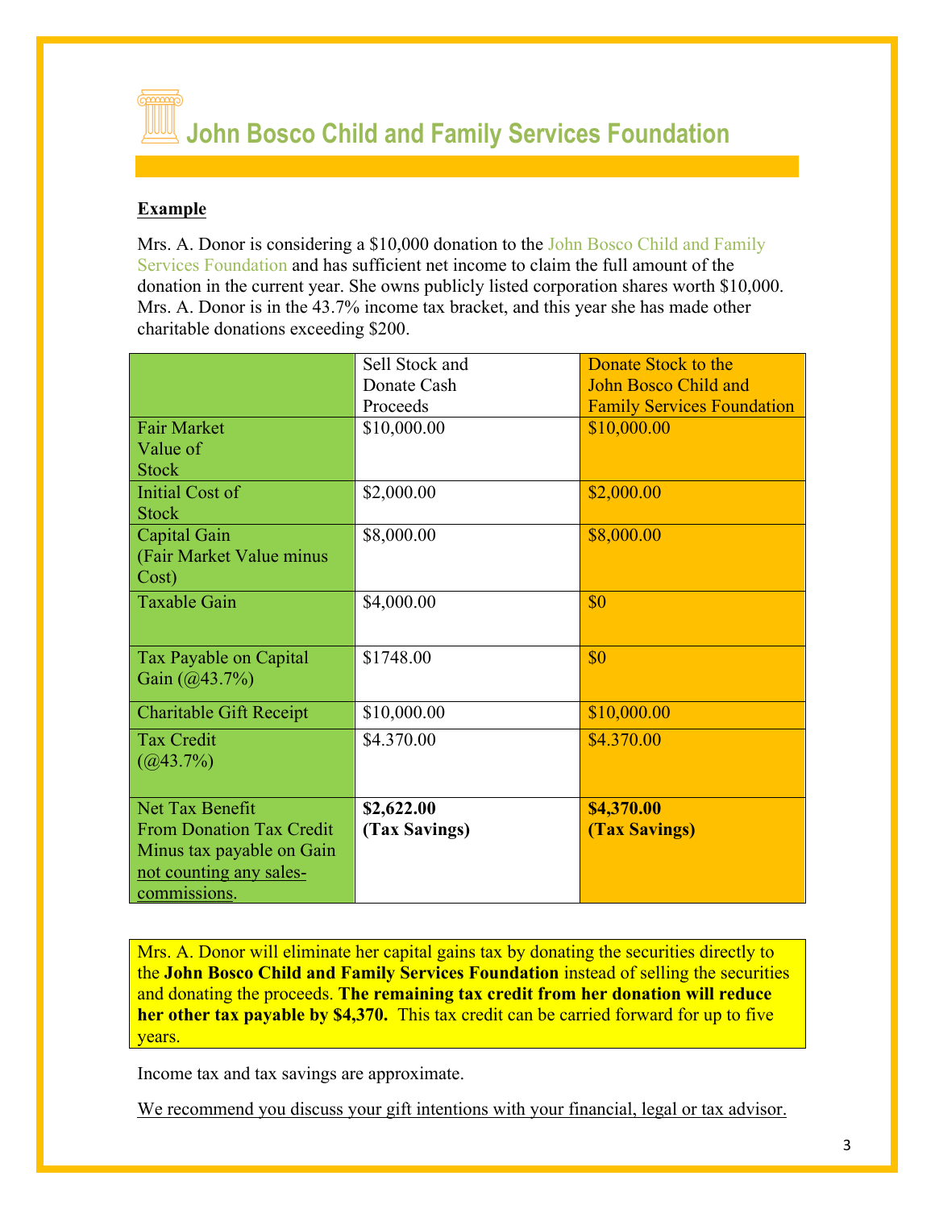# John Bosco Child and Family Services Foundation

**Example**

Mrs. A. Donor is considering a $10,000 donation to the John Bosco Child and Family Services Foundation and has sufficient net income to claim the full amount of the donation in the current year. She owns publicly listed corporation shares worth $10,000. Mrs. A. Donor is in the 43.7% income tax bracket, and this year she has made other charitable donations exceeding $200.

| | Sell Stock and Donate Cash Proceeds | Donate Stock to the John Bosco Child and Family Services Foundation |
|---|---|---|
| Fair Market Value of Stock | $10,000.00 | $10,000.00 |
| Initial Cost of Stock | $2,000.00 | $2,000.00 |
| Capital Gain (Fair Market Value minus Cost) | $8,000.00 | $8,000.00 |
| Taxable Gain | $4,000.00 | $0 |
| Tax Payable on Capital Gain (@43.7%) | $1748.00 | $0 |
| Charitable Gift Receipt | $10,000.00 | $10,000.00 |
| Tax Credit (@43.7%) | $4.370.00 | $4.370.00 |
| Net Tax Benefit From Donation Tax Credit Minus tax payable on Gain <u>not counting any sales-commissions</u>. | **$2,622.00 (Tax Savings)** | **$4,370.00 (Tax Savings)** |

Mrs. A. Donor will eliminate her capital gains tax by donating the securities directly to the **John Bosco Child and Family Services Foundation** instead of selling the securities and donating the proceeds. **The remaining tax credit from her donation will reduce her other tax payable by $4,370.** This tax credit can be carried forward for up to five years.

Income tax and tax savings are approximate.

<u>We recommend you discuss your gift intentions with your financial, legal or tax advisor.</u>